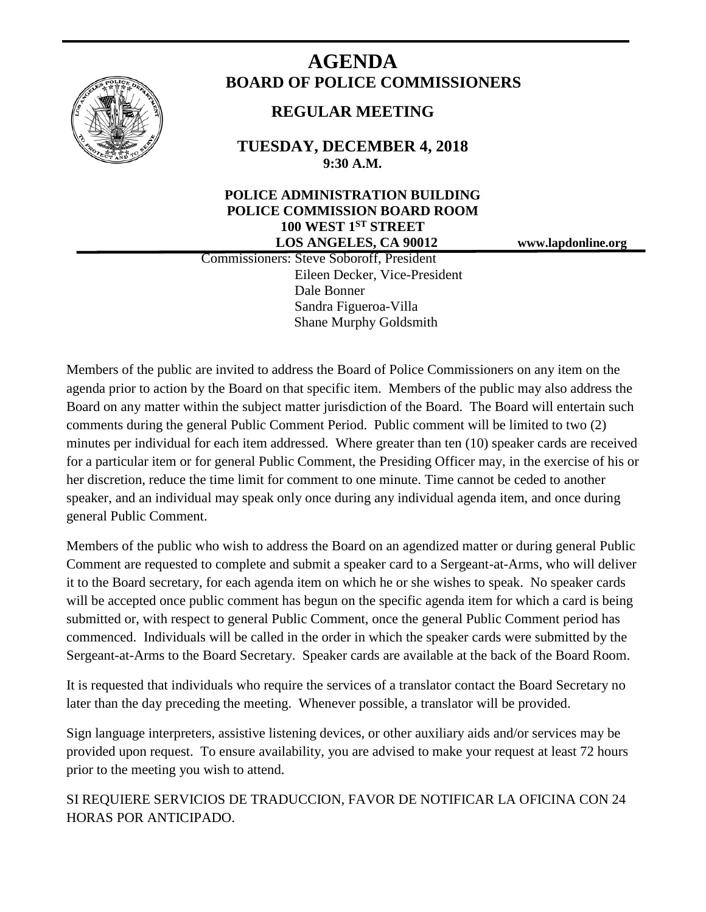# AGENDA

## BOARD OF POLICE COMMISSIONERS

### REGULAR MEETING

**TUESDAY, DECEMBER 4, 2018**
**9:30 A.M.**

**POLICE ADMINISTRATION BUILDING**
**POLICE COMMISSION BOARD ROOM**
**100 WEST 1ST STREET**
**LOS ANGELES, CA 90012**

**www.lapdonline.org**

Commissioners: Steve Soboroff, President
Eileen Decker, Vice-President
Dale Bonner
Sandra Figueroa-Villa
Shane Murphy Goldsmith

Members of the public are invited to address the Board of Police Commissioners on any item on the agenda prior to action by the Board on that specific item. Members of the public may also address the Board on any matter within the subject matter jurisdiction of the Board. The Board will entertain such comments during the general Public Comment Period. Public comment will be limited to two (2) minutes per individual for each item addressed. Where greater than ten (10) speaker cards are received for a particular item or for general Public Comment, the Presiding Officer may, in the exercise of his or her discretion, reduce the time limit for comment to one minute. Time cannot be ceded to another speaker, and an individual may speak only once during any individual agenda item, and once during general Public Comment.

Members of the public who wish to address the Board on an agendized matter or during general Public Comment are requested to complete and submit a speaker card to a Sergeant-at-Arms, who will deliver it to the Board secretary, for each agenda item on which he or she wishes to speak. No speaker cards will be accepted once public comment has begun on the specific agenda item for which a card is being submitted or, with respect to general Public Comment, once the general Public Comment period has commenced. Individuals will be called in the order in which the speaker cards were submitted by the Sergeant-at-Arms to the Board Secretary. Speaker cards are available at the back of the Board Room.

It is requested that individuals who require the services of a translator contact the Board Secretary no later than the day preceding the meeting. Whenever possible, a translator will be provided.

Sign language interpreters, assistive listening devices, or other auxiliary aids and/or services may be provided upon request. To ensure availability, you are advised to make your request at least 72 hours prior to the meeting you wish to attend.

SI REQUIERE SERVICIOS DE TRADUCCION, FAVOR DE NOTIFICAR LA OFICINA CON 24 HORAS POR ANTICIPADO.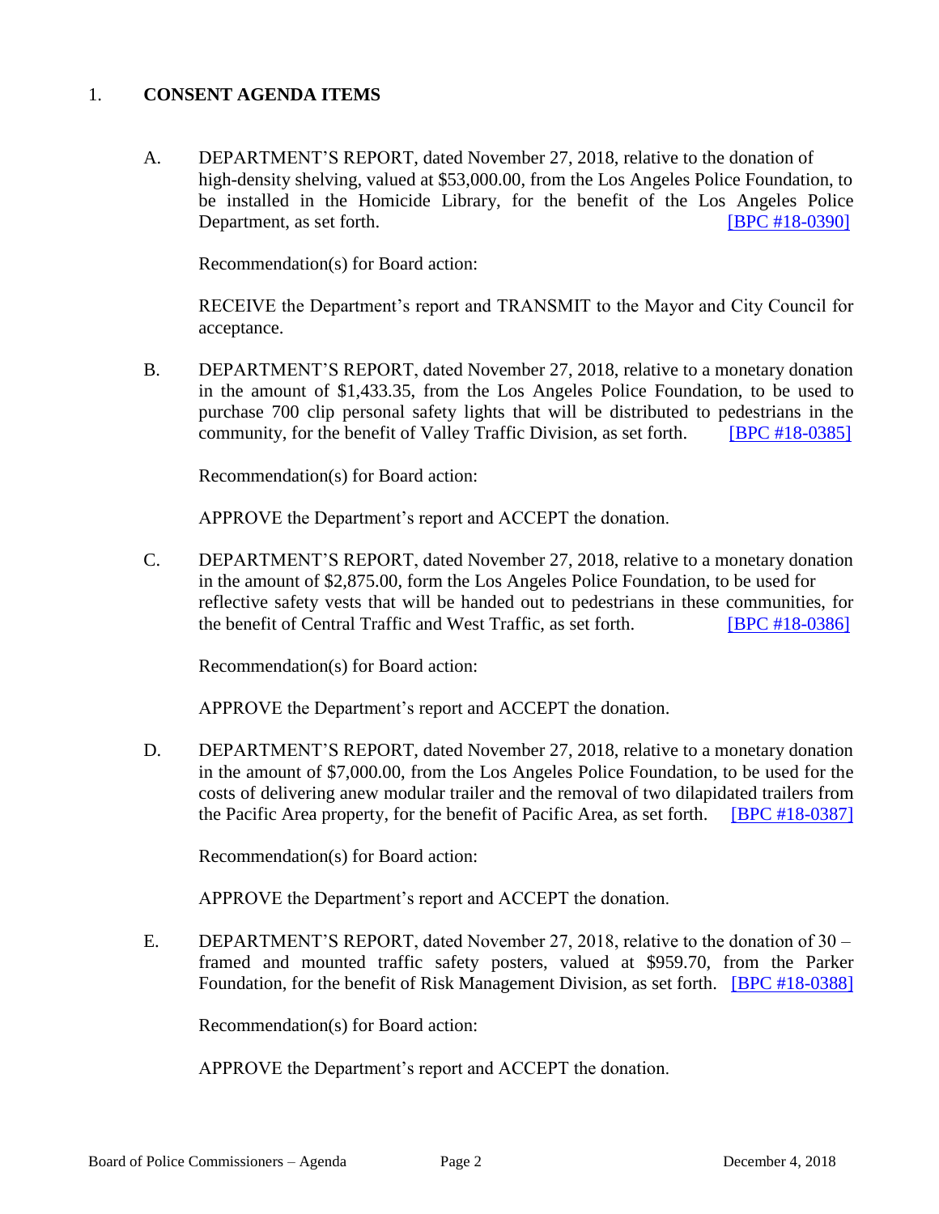1. **CONSENT AGENDA ITEMS**

   A. DEPARTMENT'S REPORT, dated November 27, 2018, relative to the donation of high-density shelving, valued at $53,000.00, from the Los Angeles Police Foundation, to be installed in the Homicide Library, for the benefit of the Los Angeles Police Department, as set forth. [BPC #18-0390]

   Recommendation(s) for Board action:

   RECEIVE the Department's report and TRANSMIT to the Mayor and City Council for acceptance.

   B. DEPARTMENT'S REPORT, dated November 27, 2018, relative to a monetary donation in the amount of $1,433.35, from the Los Angeles Police Foundation, to be used to purchase 700 clip personal safety lights that will be distributed to pedestrians in the community, for the benefit of Valley Traffic Division, as set forth. [BPC #18-0385]

   Recommendation(s) for Board action:

   APPROVE the Department's report and ACCEPT the donation.

   C. DEPARTMENT'S REPORT, dated November 27, 2018, relative to a monetary donation in the amount of $2,875.00, form the Los Angeles Police Foundation, to be used for reflective safety vests that will be handed out to pedestrians in these communities, for the benefit of Central Traffic and West Traffic, as set forth. [BPC #18-0386]

   Recommendation(s) for Board action:

   APPROVE the Department's report and ACCEPT the donation.

   D. DEPARTMENT'S REPORT, dated November 27, 2018, relative to a monetary donation in the amount of $7,000.00, from the Los Angeles Police Foundation, to be used for the costs of delivering anew modular trailer and the removal of two dilapidated trailers from the Pacific Area property, for the benefit of Pacific Area, as set forth. [BPC #18-0387]

   Recommendation(s) for Board action:

   APPROVE the Department's report and ACCEPT the donation.

   E. DEPARTMENT'S REPORT, dated November 27, 2018, relative to the donation of 30 – framed and mounted traffic safety posters, valued at $959.70, from the Parker Foundation, for the benefit of Risk Management Division, as set forth. [BPC #18-0388]

   Recommendation(s) for Board action:

   APPROVE the Department's report and ACCEPT the donation.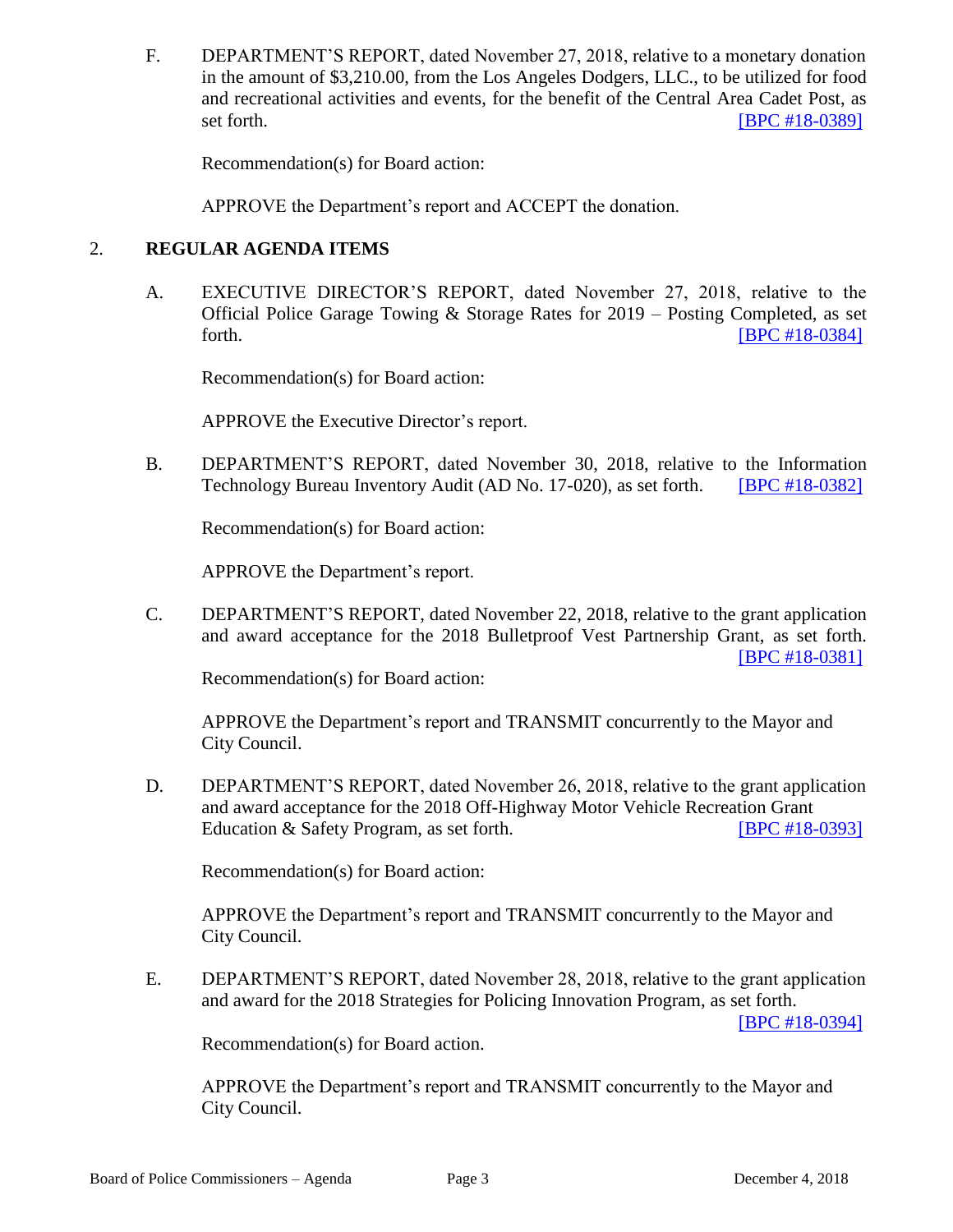F. DEPARTMENT'S REPORT, dated November 27, 2018, relative to a monetary donation in the amount of $3,210.00, from the Los Angeles Dodgers, LLC., to be utilized for food and recreational activities and events, for the benefit of the Central Area Cadet Post, as set forth. [BPC #18-0389]

   Recommendation(s) for Board action:

   APPROVE the Department's report and ACCEPT the donation.

## 2. REGULAR AGENDA ITEMS

A. EXECUTIVE DIRECTOR'S REPORT, dated November 27, 2018, relative to the Official Police Garage Towing & Storage Rates for 2019 – Posting Completed, as set forth. [BPC #18-0384]

   Recommendation(s) for Board action:

   APPROVE the Executive Director's report.

B. DEPARTMENT'S REPORT, dated November 30, 2018, relative to the Information Technology Bureau Inventory Audit (AD No. 17-020), as set forth. [BPC #18-0382]

   Recommendation(s) for Board action:

   APPROVE the Department's report.

C. DEPARTMENT'S REPORT, dated November 22, 2018, relative to the grant application and award acceptance for the 2018 Bulletproof Vest Partnership Grant, as set forth. [BPC #18-0381]

   Recommendation(s) for Board action:

   APPROVE the Department's report and TRANSMIT concurrently to the Mayor and City Council.

D. DEPARTMENT'S REPORT, dated November 26, 2018, relative to the grant application and award acceptance for the 2018 Off-Highway Motor Vehicle Recreation Grant Education & Safety Program, as set forth. [BPC #18-0393]

   Recommendation(s) for Board action:

   APPROVE the Department's report and TRANSMIT concurrently to the Mayor and City Council.

E. DEPARTMENT'S REPORT, dated November 28, 2018, relative to the grant application and award for the 2018 Strategies for Policing Innovation Program, as set forth. [BPC #18-0394]

   Recommendation(s) for Board action.

   APPROVE the Department's report and TRANSMIT concurrently to the Mayor and City Council.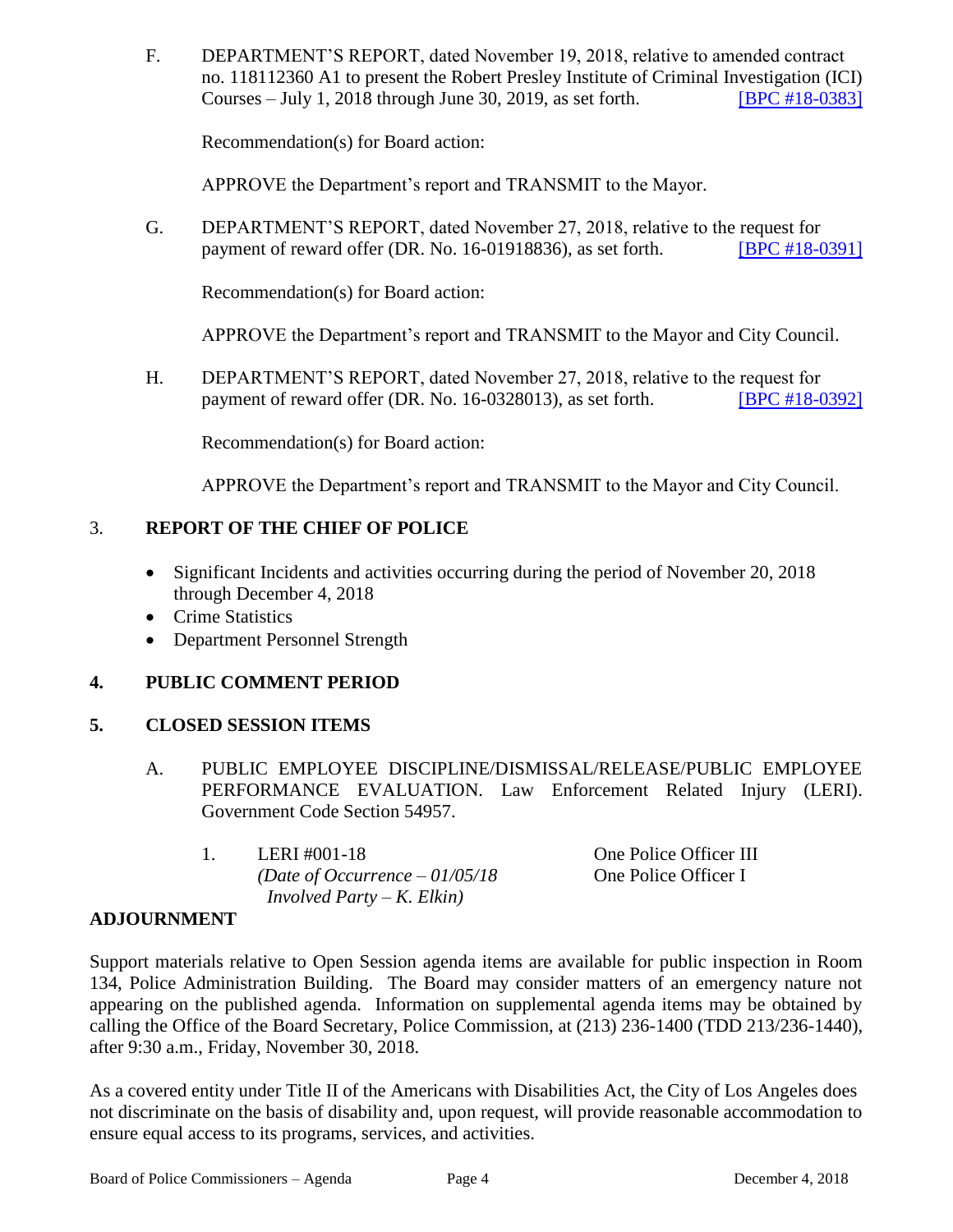F. DEPARTMENT'S REPORT, dated November 19, 2018, relative to amended contract no. 118112360 A1 to present the Robert Presley Institute of Criminal Investigation (ICI) Courses – July 1, 2018 through June 30, 2019, as set forth. [BPC #18-0383]

Recommendation(s) for Board action:

APPROVE the Department's report and TRANSMIT to the Mayor.

G. DEPARTMENT'S REPORT, dated November 27, 2018, relative to the request for payment of reward offer (DR. No. 16-01918836), as set forth. [BPC #18-0391]

Recommendation(s) for Board action:

APPROVE the Department's report and TRANSMIT to the Mayor and City Council.

H. DEPARTMENT'S REPORT, dated November 27, 2018, relative to the request for payment of reward offer (DR. No. 16-0328013), as set forth. [BPC #18-0392]

Recommendation(s) for Board action:

APPROVE the Department's report and TRANSMIT to the Mayor and City Council.

## 3. REPORT OF THE CHIEF OF POLICE

- Significant Incidents and activities occurring during the period of November 20, 2018 through December 4, 2018
- Crime Statistics
- Department Personnel Strength

## 4. PUBLIC COMMENT PERIOD

## 5. CLOSED SESSION ITEMS

A. PUBLIC EMPLOYEE DISCIPLINE/DISMISSAL/RELEASE/PUBLIC EMPLOYEE PERFORMANCE EVALUATION. Law Enforcement Related Injury (LERI). Government Code Section 54957.

1. LERI #001-18 — One Police Officer III, One Police Officer I
   *(Date of Occurrence – 01/05/18*
   *Involved Party – K. Elkin)*

## ADJOURNMENT

Support materials relative to Open Session agenda items are available for public inspection in Room 134, Police Administration Building. The Board may consider matters of an emergency nature not appearing on the published agenda. Information on supplemental agenda items may be obtained by calling the Office of the Board Secretary, Police Commission, at (213) 236-1400 (TDD 213/236-1440), after 9:30 a.m., Friday, November 30, 2018.

As a covered entity under Title II of the Americans with Disabilities Act, the City of Los Angeles does not discriminate on the basis of disability and, upon request, will provide reasonable accommodation to ensure equal access to its programs, services, and activities.